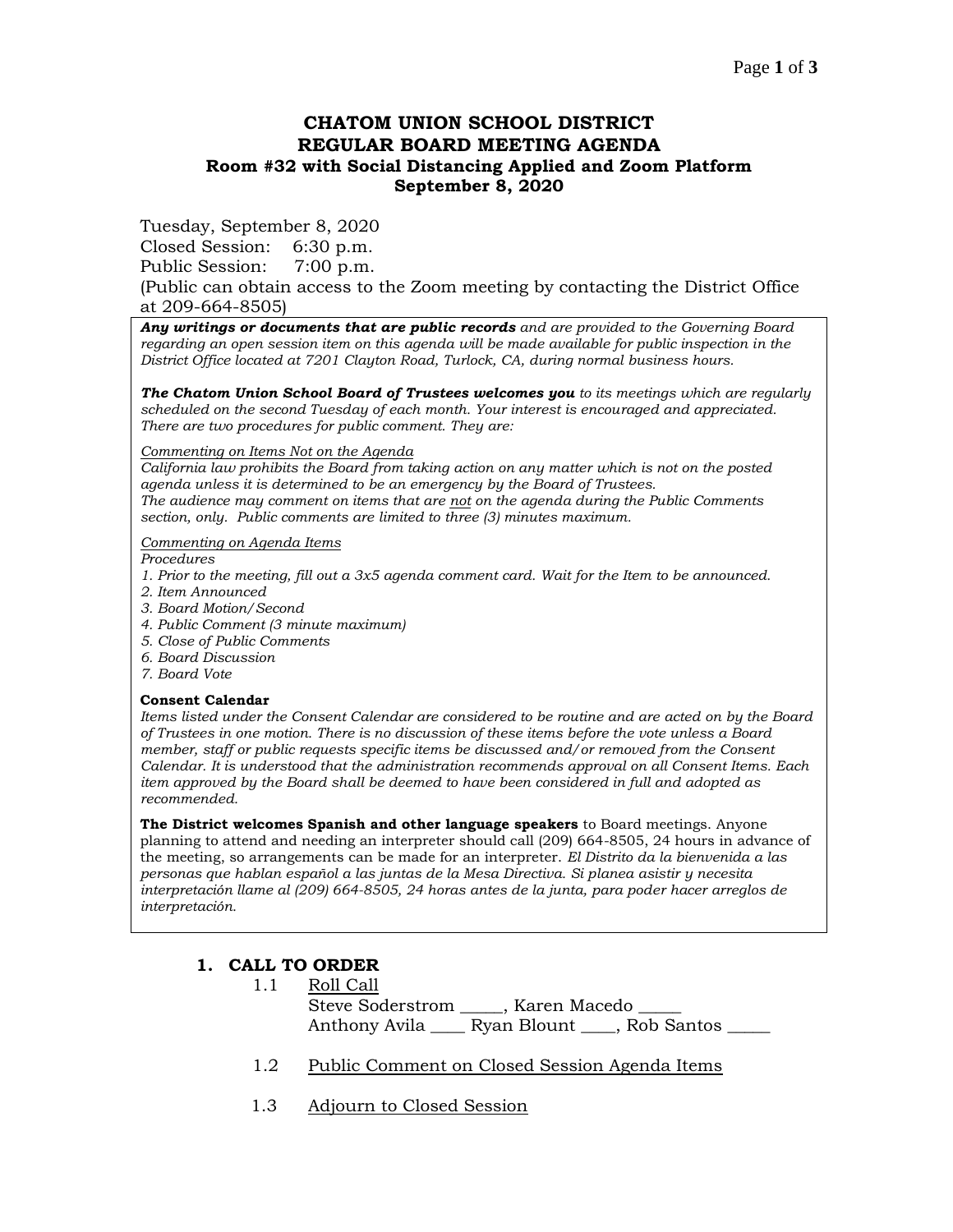# CHATOM UNION SCHOOL DISTRICT
## REGULAR BOARD MEETING AGENDA
### Room #32 with Social Distancing Applied and Zoom Platform
### September 8, 2020

Tuesday, September 8, 2020
Closed Session: 6:30 p.m.
Public Session: 7:00 p.m.
(Public can obtain access to the Zoom meeting by contacting the District Office at 209-664-8505)

***Any writings or documents that are public records*** *and are provided to the Governing Board regarding an open session item on this agenda will be made available for public inspection in the District Office located at 7201 Clayton Road, Turlock, CA, during normal business hours.*

***The Chatom Union School Board of Trustees welcomes you*** *to its meetings which are regularly scheduled on the second Tuesday of each month. Your interest is encouraged and appreciated. There are two procedures for public comment. They are:*

*Commenting on Items Not on the Agenda*
*California law prohibits the Board from taking action on any matter which is not on the posted agenda unless it is determined to be an emergency by the Board of Trustees.*
*The audience may comment on items that are not on the agenda during the Public Comments section, only. Public comments are limited to three (3) minutes maximum.*

*Commenting on Agenda Items*
*Procedures*
*1. Prior to the meeting, fill out a 3x5 agenda comment card. Wait for the Item to be announced.*
*2. Item Announced*
*3. Board Motion/Second*
*4. Public Comment (3 minute maximum)*
*5. Close of Public Comments*
*6. Board Discussion*
*7. Board Vote*

**Consent Calendar**
*Items listed under the Consent Calendar are considered to be routine and are acted on by the Board of Trustees in one motion. There is no discussion of these items before the vote unless a Board member, staff or public requests specific items be discussed and/or removed from the Consent Calendar. It is understood that the administration recommends approval on all Consent Items. Each item approved by the Board shall be deemed to have been considered in full and adopted as recommended.*

**The District welcomes Spanish and other language speakers** to Board meetings. Anyone planning to attend and needing an interpreter should call (209) 664-8505, 24 hours in advance of the meeting, so arrangements can be made for an interpreter. *El Distrito da la bienvenida a las personas que hablan español a las juntas de la Mesa Directiva. Si planea asistir y necesita interpretación llame al (209) 664-8505, 24 horas antes de la junta, para poder hacer arreglos de interpretación.*

## 1. CALL TO ORDER

1.1 Roll Call
Steve Soderstrom _____, Karen Macedo _____
Anthony Avila ____ Ryan Blount ____, Rob Santos _____

1.2 Public Comment on Closed Session Agenda Items

1.3 Adjourn to Closed Session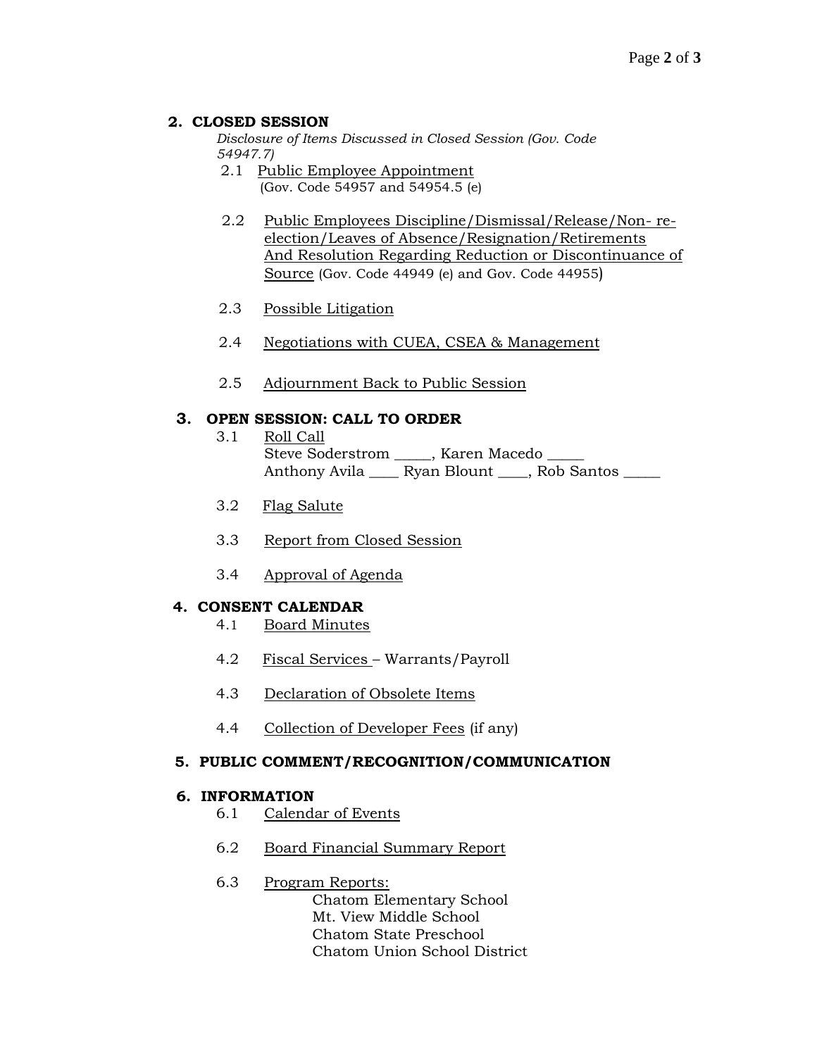## 2. CLOSED SESSION

*Disclosure of Items Discussed in Closed Session (Gov. Code 54947.7)*

2.1 Public Employee Appointment
(Gov. Code 54957 and 54954.5 (e)

2.2 Public Employees Discipline/Dismissal/Release/Non- re-election/Leaves of Absence/Resignation/Retirements And Resolution Regarding Reduction or Discontinuance of Source (Gov. Code 44949 (e) and Gov. Code 44955)

2.3 Possible Litigation

2.4 Negotiations with CUEA, CSEA & Management

2.5 Adjournment Back to Public Session

## 3. OPEN SESSION: CALL TO ORDER

3.1 Roll Call
Steve Soderstrom _____, Karen Macedo _____
Anthony Avila ____ Ryan Blount ____, Rob Santos _____

3.2 Flag Salute

3.3 Report from Closed Session

3.4 Approval of Agenda

## 4. CONSENT CALENDAR

4.1 Board Minutes

4.2 Fiscal Services – Warrants/Payroll

4.3 Declaration of Obsolete Items

4.4 Collection of Developer Fees (if any)

## 5. PUBLIC COMMENT/RECOGNITION/COMMUNICATION

## 6. INFORMATION

6.1 Calendar of Events

6.2 Board Financial Summary Report

6.3 Program Reports:
Chatom Elementary School
Mt. View Middle School
Chatom State Preschool
Chatom Union School District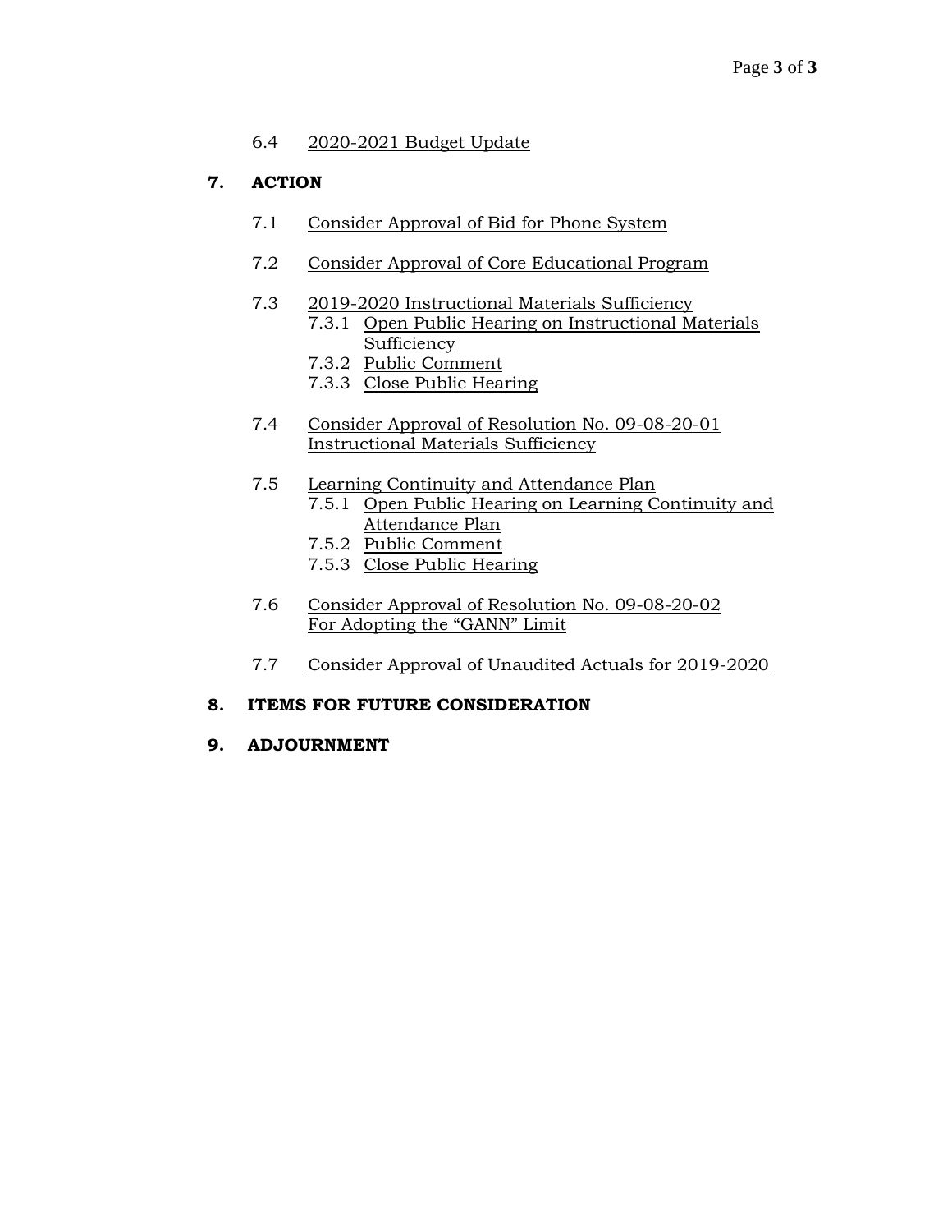6.4 2020-2021 Budget Update

**7. ACTION**

7.1 Consider Approval of Bid for Phone System

7.2 Consider Approval of Core Educational Program

7.3 2019-2020 Instructional Materials Sufficiency
- 7.3.1 Open Public Hearing on Instructional Materials Sufficiency
- 7.3.2 Public Comment
- 7.3.3 Close Public Hearing

7.4 Consider Approval of Resolution No. 09-08-20-01 Instructional Materials Sufficiency

7.5 Learning Continuity and Attendance Plan
- 7.5.1 Open Public Hearing on Learning Continuity and Attendance Plan
- 7.5.2 Public Comment
- 7.5.3 Close Public Hearing

7.6 Consider Approval of Resolution No. 09-08-20-02 For Adopting the "GANN" Limit

7.7 Consider Approval of Unaudited Actuals for 2019-2020

**8. ITEMS FOR FUTURE CONSIDERATION**

**9. ADJOURNMENT**